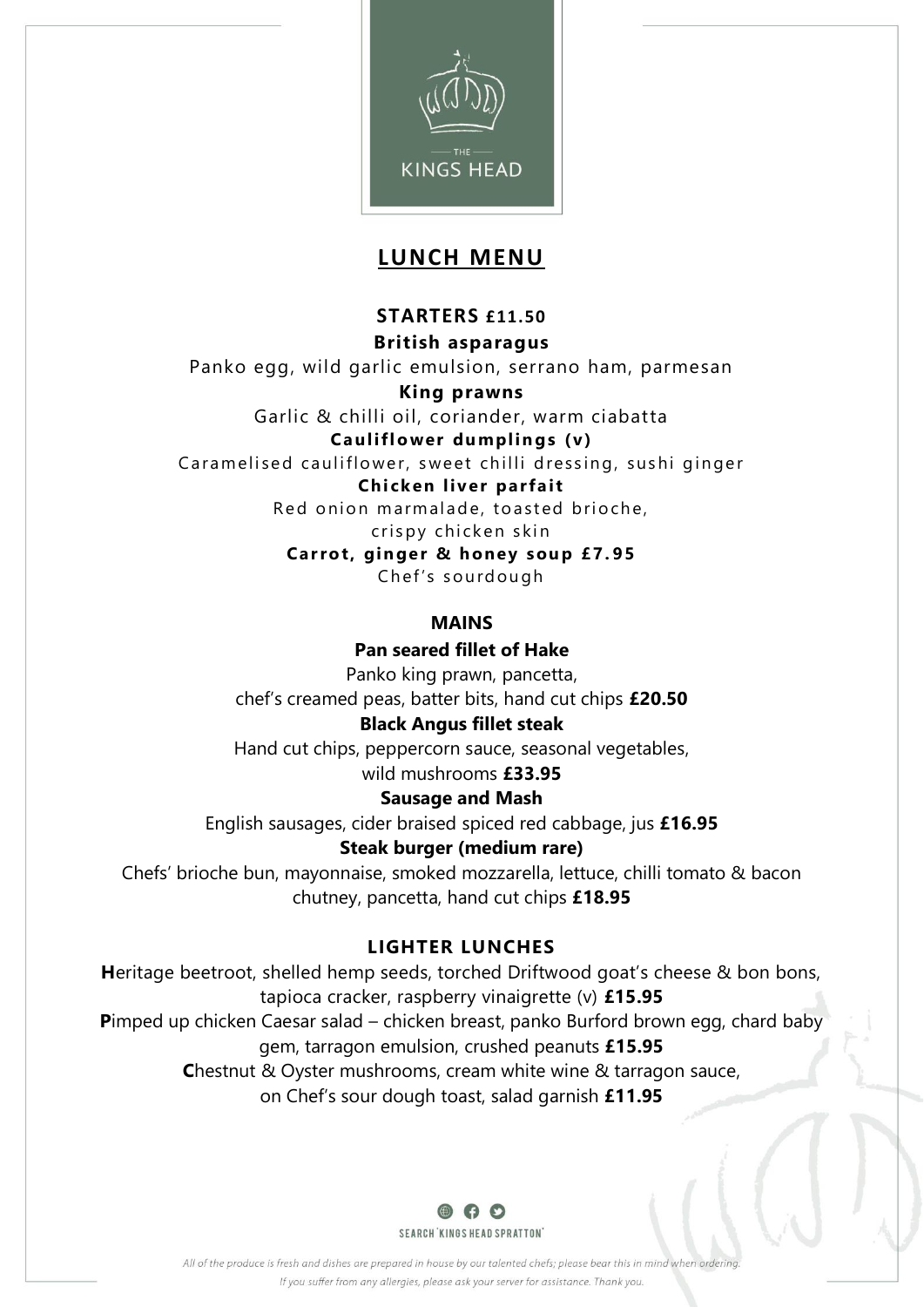THE KINGS HEAD

# LUNCH MENU

## STARTERS £11.50

**British asparagus**
Panko egg, wild garlic emulsion, serrano ham, parmesan

**King prawns**
Garlic & chilli oil, coriander, warm ciabatta

**Cauliflower dumplings (v)**
Caramelised cauliflower, sweet chilli dressing, sushi ginger

**Chicken liver parfait**
Red onion marmalade, toasted brioche,
crispy chicken skin

**Carrot, ginger & honey soup £7.95**
Chef's sourdough

## MAINS

**Pan seared fillet of Hake**
Panko king prawn, pancetta,
chef's creamed peas, batter bits, hand cut chips **£20.50**

**Black Angus fillet steak**
Hand cut chips, peppercorn sauce, seasonal vegetables,
wild mushrooms **£33.95**

**Sausage and Mash**
English sausages, cider braised spiced red cabbage, jus **£16.95**

**Steak burger (medium rare)**
Chefs' brioche bun, mayonnaise, smoked mozzarella, lettuce, chilli tomato & bacon chutney, pancetta, hand cut chips **£18.95**

## LIGHTER LUNCHES

**H**eritage beetroot, shelled hemp seeds, torched Driftwood goat's cheese & bon bons, tapioca cracker, raspberry vinaigrette (v) **£15.95**

**P**imped up chicken Caesar salad – chicken breast, panko Burford brown egg, chard baby gem, tarragon emulsion, crushed peanuts **£15.95**

**C**hestnut & Oyster mushrooms, cream white wine & tarragon sauce, on Chef's sour dough toast, salad garnish **£11.95**

SEARCH 'KINGS HEAD SPRATTON'

*All of the produce is fresh and dishes are prepared in house by our talented chefs; please bear this in mind when ordering.*
*If you suffer from any allergies, please ask your server for assistance. Thank you.*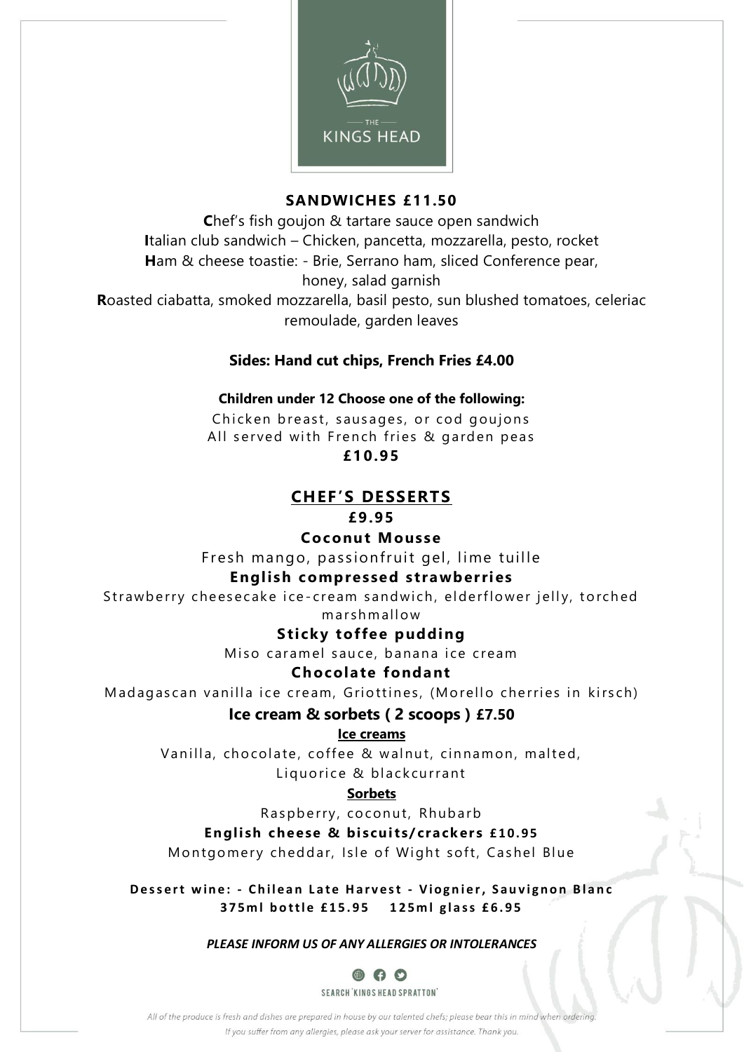THE KINGS HEAD

## SANDWICHES £11.50

**C**hef's fish goujon & tartare sauce open sandwich

**I**talian club sandwich – Chicken, pancetta, mozzarella, pesto, rocket

**H**am & cheese toastie: - Brie, Serrano ham, sliced Conference pear, honey, salad garnish

**R**oasted ciabatta, smoked mozzarella, basil pesto, sun blushed tomatoes, celeriac remoulade, garden leaves

**Sides: Hand cut chips, French Fries £4.00**

**Children under 12 Choose one of the following:**

Chicken breast, sausages, or cod goujons

All served with French fries & garden peas

**£10.95**

## CHEF'S DESSERTS

**£9.95**

**Coconut Mousse**

Fresh mango, passionfruit gel, lime tuille

**English compressed strawberries**

Strawberry cheesecake ice-cream sandwich, elderflower jelly, torched marshmallow

**Sticky toffee pudding**

Miso caramel sauce, banana ice cream

**Chocolate fondant**

Madagascan vanilla ice cream, Griottines, (Morello cherries in kirsch)

**Ice cream & sorbets ( 2 scoops ) £7.50**

**Ice creams**

Vanilla, chocolate, coffee & walnut, cinnamon, malted, Liquorice & blackcurrant

**Sorbets**

Raspberry, coconut, Rhubarb

**English cheese & biscuits/crackers £10.95**

Montgomery cheddar, Isle of Wight soft, Cashel Blue

**Dessert wine: - Chilean Late Harvest - Viognier, Sauvignon Blanc**

**375ml bottle £15.95    125ml glass £6.95**

***PLEASE INFORM US OF ANY ALLERGIES OR INTOLERANCES***

SEARCH 'KINGS HEAD SPRATTON'

*All of the produce is fresh and dishes are prepared in house by our talented chefs; please bear this in mind when ordering.*
*If you suffer from any allergies, please ask your server for assistance. Thank you.*